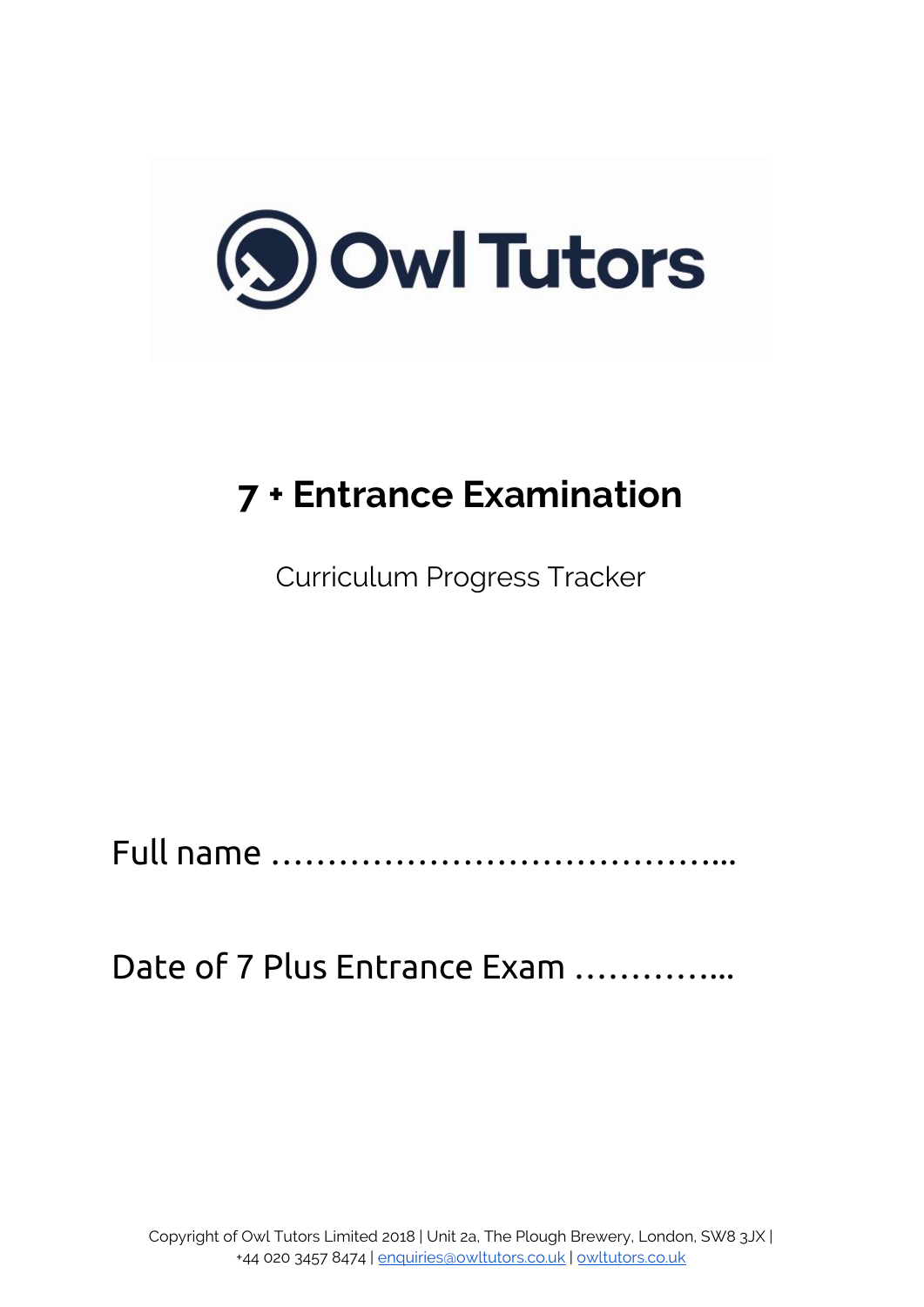Owl Tutors

# 7 + Entrance Examination

Curriculum Progress Tracker

Full name ……………………………………...

Date of 7 Plus Entrance Exam …………...

Copyright of Owl Tutors Limited 2018 | Unit 2a, The Plough Brewery, London, SW8 3JX | +44 020 3457 8474 | enquiries@owltutors.co.uk | owltutors.co.uk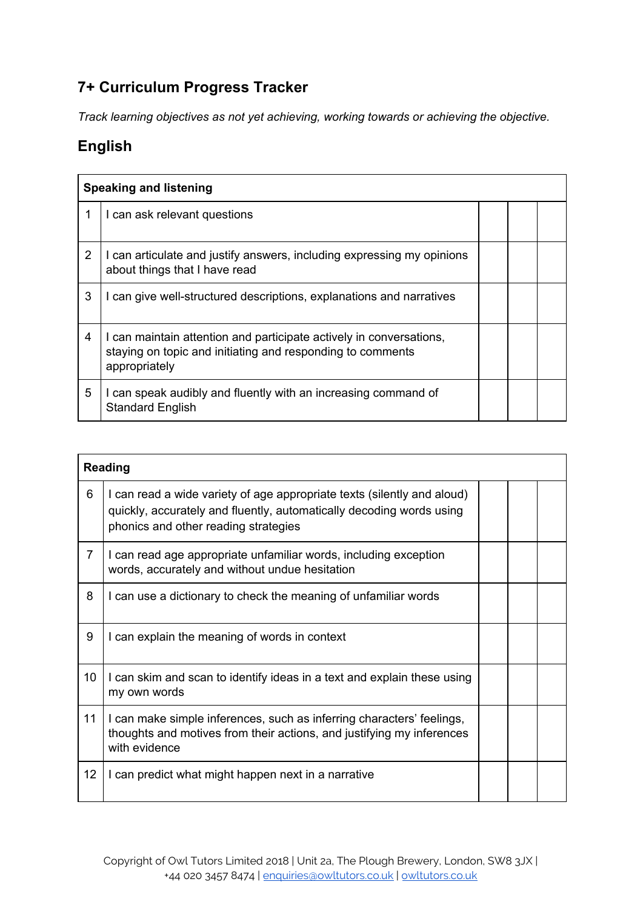## 7+ Curriculum Progress Tracker

*Track learning objectives as not yet achieving, working towards or achieving the objective.*

## English

| Speaking and listening | | | | |
|---|---|---|---|---|
| 1 | I can ask relevant questions | | | |
| 2 | I can articulate and justify answers, including expressing my opinions about things that I have read | | | |
| 3 | I can give well-structured descriptions, explanations and narratives | | | |
| 4 | I can maintain attention and participate actively in conversations, staying on topic and initiating and responding to comments appropriately | | | |
| 5 | I can speak audibly and fluently with an increasing command of Standard English | | | |

| Reading | | | | |
|---|---|---|---|---|
| 6 | I can read a wide variety of age appropriate texts (silently and aloud) quickly, accurately and fluently, automatically decoding words using phonics and other reading strategies | | | |
| 7 | I can read age appropriate unfamiliar words, including exception words, accurately and without undue hesitation | | | |
| 8 | I can use a dictionary to check the meaning of unfamiliar words | | | |
| 9 | I can explain the meaning of words in context | | | |
| 10 | I can skim and scan to identify ideas in a text and explain these using my own words | | | |
| 11 | I can make simple inferences, such as inferring characters' feelings, thoughts and motives from their actions, and justifying my inferences with evidence | | | |
| 12 | I can predict what might happen next in a narrative | | | |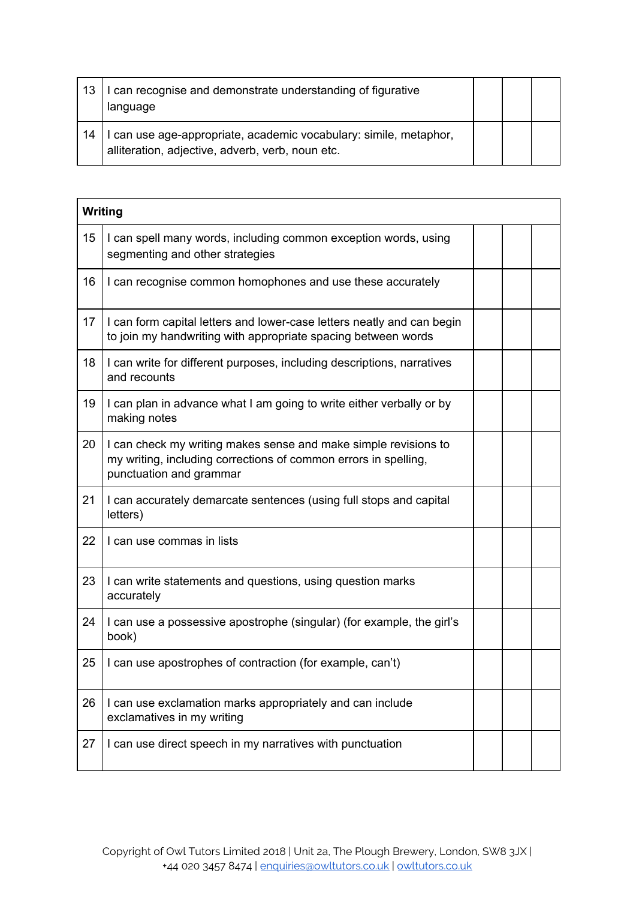| | | | | |
|---|---|---|---|---|
| 13 | I can recognise and demonstrate understanding of figurative language | | | |
| 14 | I can use age-appropriate, academic vocabulary: simile, metaphor, alliteration, adjective, adverb, verb, noun etc. | | | |

| **Writing** | | | | |
|---|---|---|---|---|
| 15 | I can spell many words, including common exception words, using segmenting and other strategies | | | |
| 16 | I can recognise common homophones and use these accurately | | | |
| 17 | I can form capital letters and lower-case letters neatly and can begin to join my handwriting with appropriate spacing between words | | | |
| 18 | I can write for different purposes, including descriptions, narratives and recounts | | | |
| 19 | I can plan in advance what I am going to write either verbally or by making notes | | | |
| 20 | I can check my writing makes sense and make simple revisions to my writing, including corrections of common errors in spelling, punctuation and grammar | | | |
| 21 | I can accurately demarcate sentences (using full stops and capital letters) | | | |
| 22 | I can use commas in lists | | | |
| 23 | I can write statements and questions, using question marks accurately | | | |
| 24 | I can use a possessive apostrophe (singular) (for example, the girl's book) | | | |
| 25 | I can use apostrophes of contraction (for example, can't) | | | |
| 26 | I can use exclamation marks appropriately and can include exclamatives in my writing | | | |
| 27 | I can use direct speech in my narratives with punctuation | | | |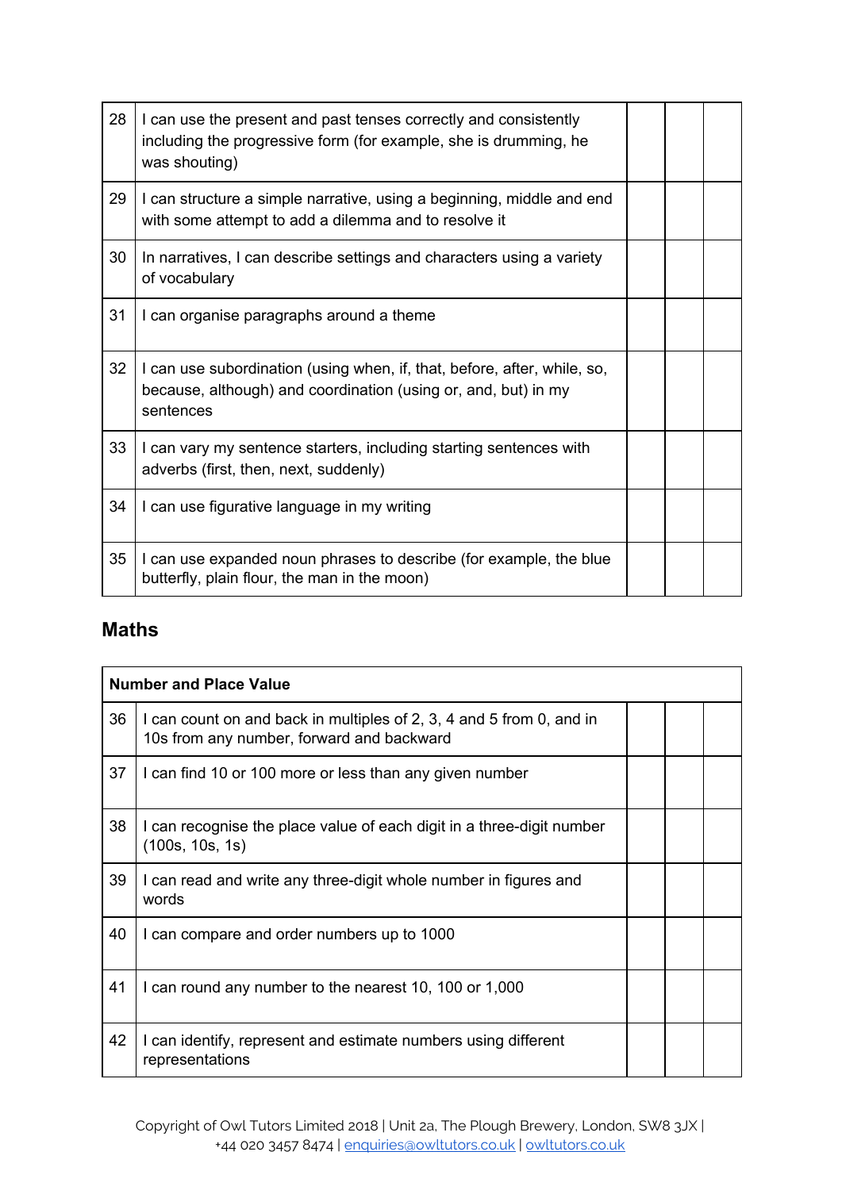| | | | | |
|---|---|---|---|---|
| 28 | I can use the present and past tenses correctly and consistently including the progressive form (for example, she is drumming, he was shouting) | | | |
| 29 | I can structure a simple narrative, using a beginning, middle and end with some attempt to add a dilemma and to resolve it | | | |
| 30 | In narratives, I can describe settings and characters using a variety of vocabulary | | | |
| 31 | I can organise paragraphs around a theme | | | |
| 32 | I can use subordination (using when, if, that, before, after, while, so, because, although) and coordination (using or, and, but) in my sentences | | | |
| 33 | I can vary my sentence starters, including starting sentences with adverbs (first, then, next, suddenly) | | | |
| 34 | I can use figurative language in my writing | | | |
| 35 | I can use expanded noun phrases to describe (for example, the blue butterfly, plain flour, the man in the moon) | | | |

## Maths

| **Number and Place Value** | | | | |
|---|---|---|---|---|
| 36 | I can count on and back in multiples of 2, 3, 4 and 5 from 0, and in 10s from any number, forward and backward | | | |
| 37 | I can find 10 or 100 more or less than any given number | | | |
| 38 | I can recognise the place value of each digit in a three-digit number (100s, 10s, 1s) | | | |
| 39 | I can read and write any three-digit whole number in figures and words | | | |
| 40 | I can compare and order numbers up to 1000 | | | |
| 41 | I can round any number to the nearest 10, 100 or 1,000 | | | |
| 42 | I can identify, represent and estimate numbers using different representations | | | |

Copyright of Owl Tutors Limited 2018 | Unit 2a, The Plough Brewery, London, SW8 3JX | +44 020 3457 8474 | enquiries@owltutors.co.uk | owltutors.co.uk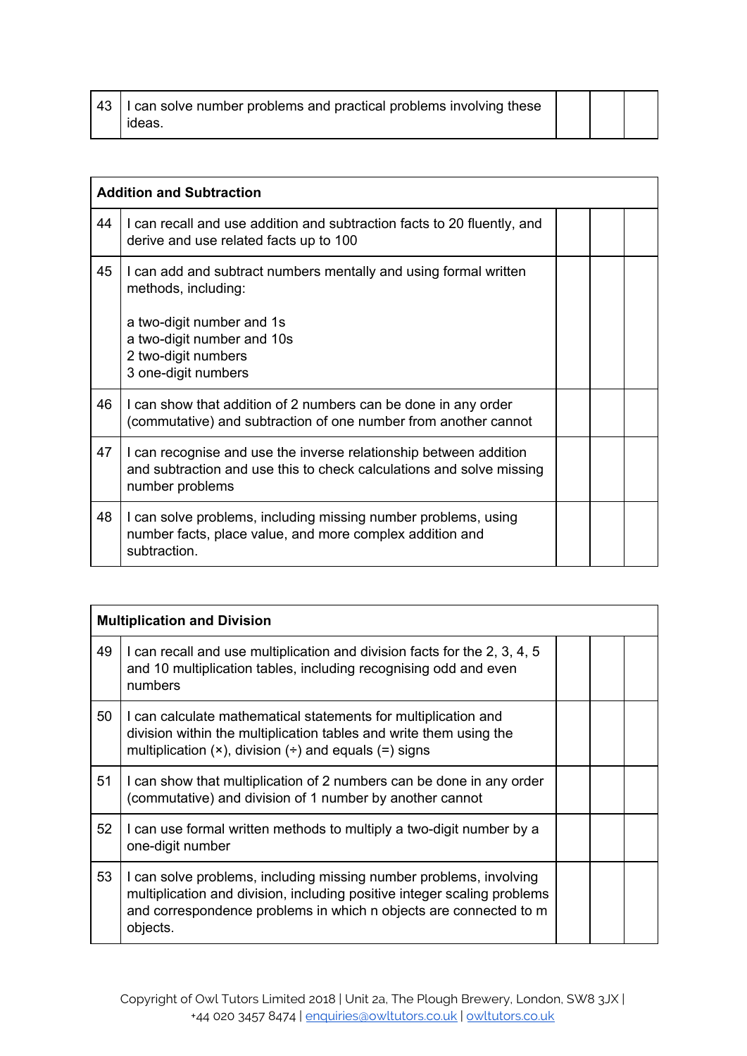| | | | | |
|---|---|---|---|---|
| 43 | I can solve number problems and practical problems involving these ideas. | | | |

| **Addition and Subtraction** | | | | |
|---|---|---|---|---|
| 44 | I can recall and use addition and subtraction facts to 20 fluently, and derive and use related facts up to 100 | | | |
| 45 | I can add and subtract numbers mentally and using formal written methods, including:<br><br>a two-digit number and 1s<br>a two-digit number and 10s<br>2 two-digit numbers<br>3 one-digit numbers | | | |
| 46 | I can show that addition of 2 numbers can be done in any order (commutative) and subtraction of one number from another cannot | | | |
| 47 | I can recognise and use the inverse relationship between addition and subtraction and use this to check calculations and solve missing number problems | | | |
| 48 | I can solve problems, including missing number problems, using number facts, place value, and more complex addition and subtraction. | | | |

| **Multiplication and Division** | | | | |
|---|---|---|---|---|
| 49 | I can recall and use multiplication and division facts for the 2, 3, 4, 5 and 10 multiplication tables, including recognising odd and even numbers | | | |
| 50 | I can calculate mathematical statements for multiplication and division within the multiplication tables and write them using the multiplication (×), division (÷) and equals (=) signs | | | |
| 51 | I can show that multiplication of 2 numbers can be done in any order (commutative) and division of 1 number by another cannot | | | |
| 52 | I can use formal written methods to multiply a two-digit number by a one-digit number | | | |
| 53 | I can solve problems, including missing number problems, involving multiplication and division, including positive integer scaling problems and correspondence problems in which n objects are connected to m objects. | | | |

Copyright of Owl Tutors Limited 2018 | Unit 2a, The Plough Brewery, London, SW8 3JX | +44 020 3457 8474 | [enquiries@owltutors.co.uk](mailto:enquiries@owltutors.co.uk) | [owltutors.co.uk](https://owltutors.co.uk)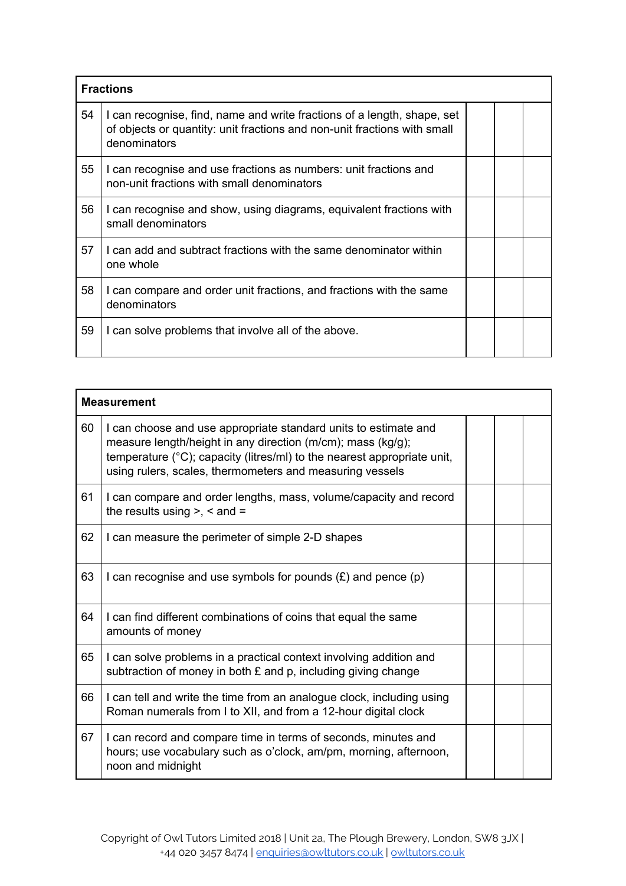| Fractions | | | | |
|---|---|---|---|---|
| 54 | I can recognise, find, name and write fractions of a length, shape, set of objects or quantity: unit fractions and non-unit fractions with small denominators | | | |
| 55 | I can recognise and use fractions as numbers: unit fractions and non-unit fractions with small denominators | | | |
| 56 | I can recognise and show, using diagrams, equivalent fractions with small denominators | | | |
| 57 | I can add and subtract fractions with the same denominator within one whole | | | |
| 58 | I can compare and order unit fractions, and fractions with the same denominators | | | |
| 59 | I can solve problems that involve all of the above. | | | |

| Measurement | | | | |
|---|---|---|---|---|
| 60 | I can choose and use appropriate standard units to estimate and measure length/height in any direction (m/cm); mass (kg/g); temperature (°C); capacity (litres/ml) to the nearest appropriate unit, using rulers, scales, thermometers and measuring vessels | | | |
| 61 | I can compare and order lengths, mass, volume/capacity and record the results using >, < and = | | | |
| 62 | I can measure the perimeter of simple 2-D shapes | | | |
| 63 | I can recognise and use symbols for pounds (£) and pence (p) | | | |
| 64 | I can find different combinations of coins that equal the same amounts of money | | | |
| 65 | I can solve problems in a practical context involving addition and subtraction of money in both £ and p, including giving change | | | |
| 66 | I can tell and write the time from an analogue clock, including using Roman numerals from I to XII, and from a 12-hour digital clock | | | |
| 67 | I can record and compare time in terms of seconds, minutes and hours; use vocabulary such as o'clock, am/pm, morning, afternoon, noon and midnight | | | |

Copyright of Owl Tutors Limited 2018 | Unit 2a, The Plough Brewery, London, SW8 3JX | +44 020 3457 8474 | enquiries@owltutors.co.uk | owltutors.co.uk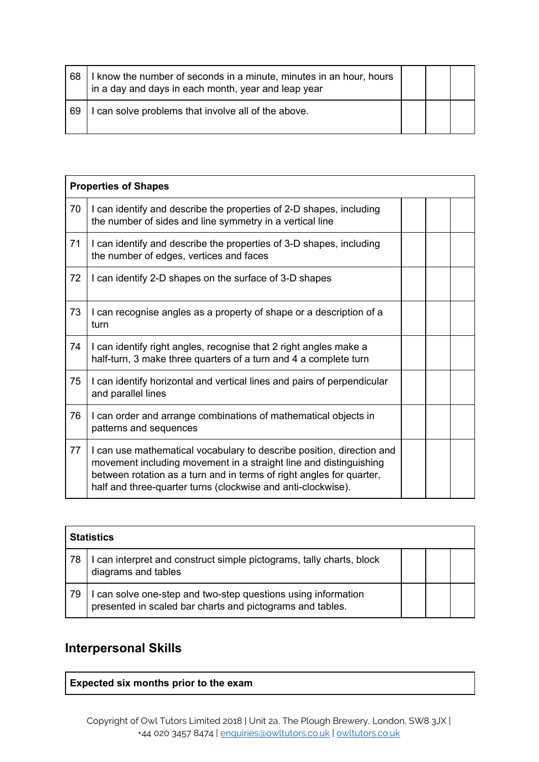| | | | | |
|---|---|---|---|---|
| 68 | I know the number of seconds in a minute, minutes in an hour, hours in a day and days in each month, year and leap year | | | |
| 69 | I can solve problems that involve all of the above. | | | |

| **Properties of Shapes** | | | | |
|---|---|---|---|---|
| 70 | I can identify and describe the properties of 2-D shapes, including the number of sides and line symmetry in a vertical line | | | |
| 71 | I can identify and describe the properties of 3-D shapes, including the number of edges, vertices and faces | | | |
| 72 | I can identify 2-D shapes on the surface of 3-D shapes | | | |
| 73 | I can recognise angles as a property of shape or a description of a turn | | | |
| 74 | I can identify right angles, recognise that 2 right angles make a half-turn, 3 make three quarters of a turn and 4 a complete turn | | | |
| 75 | I can identify horizontal and vertical lines and pairs of perpendicular and parallel lines | | | |
| 76 | I can order and arrange combinations of mathematical objects in patterns and sequences | | | |
| 77 | I can use mathematical vocabulary to describe position, direction and movement including movement in a straight line and distinguishing between rotation as a turn and in terms of right angles for quarter, half and three-quarter turns (clockwise and anti-clockwise). | | | |

| **Statistics** | | | | |
|---|---|---|---|---|
| 78 | I can interpret and construct simple pictograms, tally charts, block diagrams and tables | | | |
| 79 | I can solve one-step and two-step questions using information presented in scaled bar charts and pictograms and tables. | | | |

## Interpersonal Skills

| **Expected six months prior to the exam** |
|---|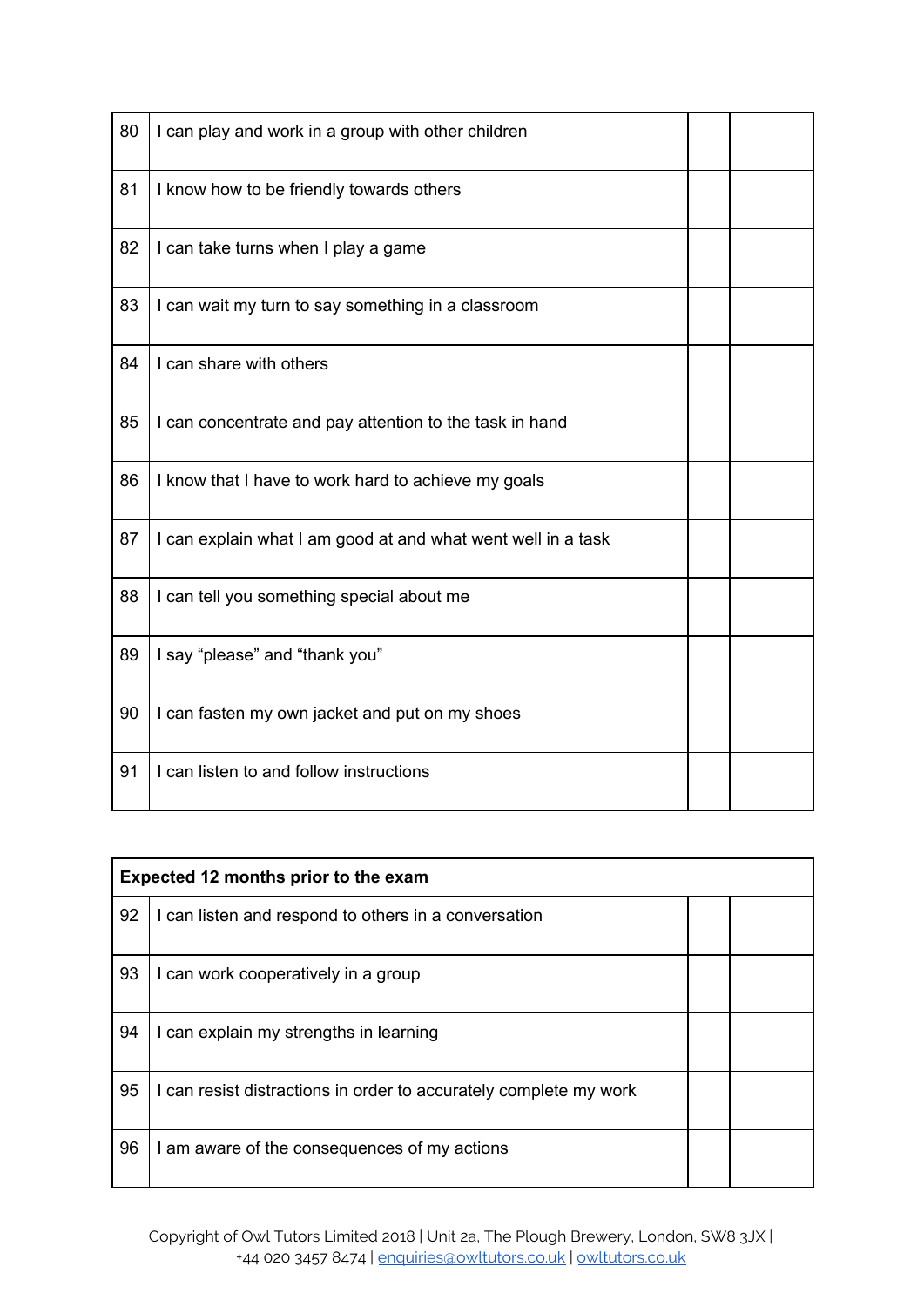| | | | | |
|---|---|---|---|---|
| 80 | I can play and work in a group with other children | | | |
| 81 | I know how to be friendly towards others | | | |
| 82 | I can take turns when I play a game | | | |
| 83 | I can wait my turn to say something in a classroom | | | |
| 84 | I can share with others | | | |
| 85 | I can concentrate and pay attention to the task in hand | | | |
| 86 | I know that I have to work hard to achieve my goals | | | |
| 87 | I can explain what I am good at and what went well in a task | | | |
| 88 | I can tell you something special about me | | | |
| 89 | I say “please” and “thank you” | | | |
| 90 | I can fasten my own jacket and put on my shoes | | | |
| 91 | I can listen to and follow instructions | | | |

| **Expected 12 months prior to the exam** | | | | |
|---|---|---|---|---|
| 92 | I can listen and respond to others in a conversation | | | |
| 93 | I can work cooperatively in a group | | | |
| 94 | I can explain my strengths in learning | | | |
| 95 | I can resist distractions in order to accurately complete my work | | | |
| 96 | I am aware of the consequences of my actions | | | |

Copyright of Owl Tutors Limited 2018 | Unit 2a, The Plough Brewery, London, SW8 3JX | +44 020 3457 8474 | enquiries@owltutors.co.uk | owltutors.co.uk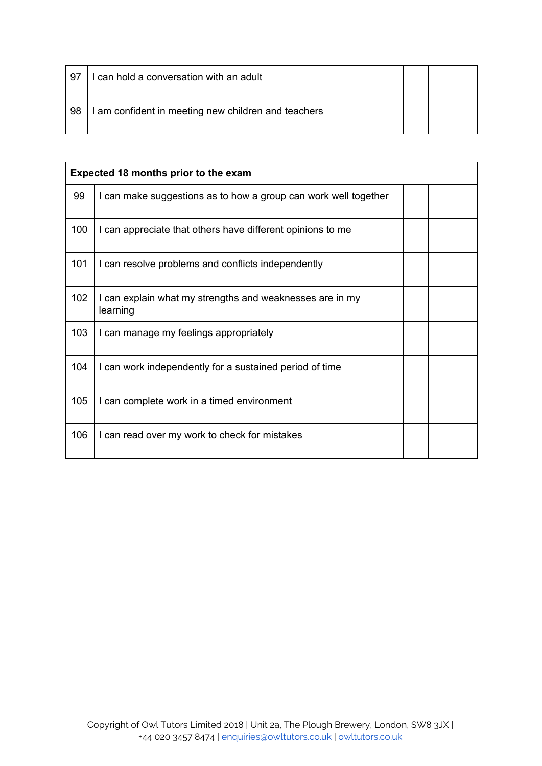| | | | | |
|---|---|---|---|---|
| 97 | I can hold a conversation with an adult | | | |
| 98 | I am confident in meeting new children and teachers | | | |

| **Expected 18 months prior to the exam** | | | | |
|---|---|---|---|---|
| 99 | I can make suggestions as to how a group can work well together | | | |
| 100 | I can appreciate that others have different opinions to me | | | |
| 101 | I can resolve problems and conflicts independently | | | |
| 102 | I can explain what my strengths and weaknesses are in my learning | | | |
| 103 | I can manage my feelings appropriately | | | |
| 104 | I can work independently for a sustained period of time | | | |
| 105 | I can complete work in a timed environment | | | |
| 106 | I can read over my work to check for mistakes | | | |

Copyright of Owl Tutors Limited 2018 | Unit 2a, The Plough Brewery, London, SW8 3JX | +44 020 3457 8474 | enquiries@owltutors.co.uk | owltutors.co.uk